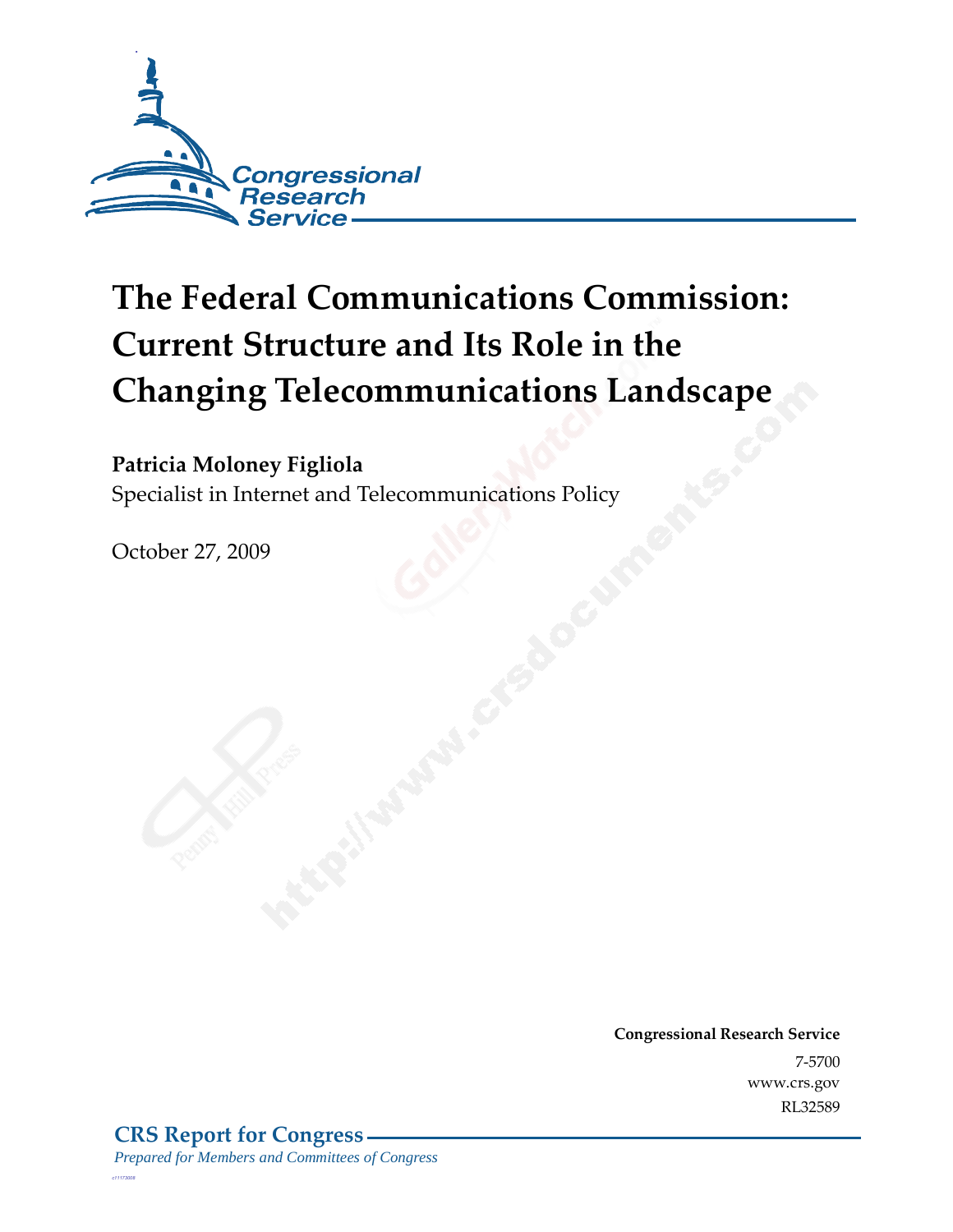# The Federal Communications Commission: Current Structure and Its Role in the Changing Telecommunications Landscape

**Patricia Moloney Figliola**
Specialist in Internet and Telecommunications Policy

October 27, 2009

**Congressional Research Service**
7-5700
www.crs.gov
RL32589

**CRS Report for Congress**
*Prepared for Members and Committees of Congress*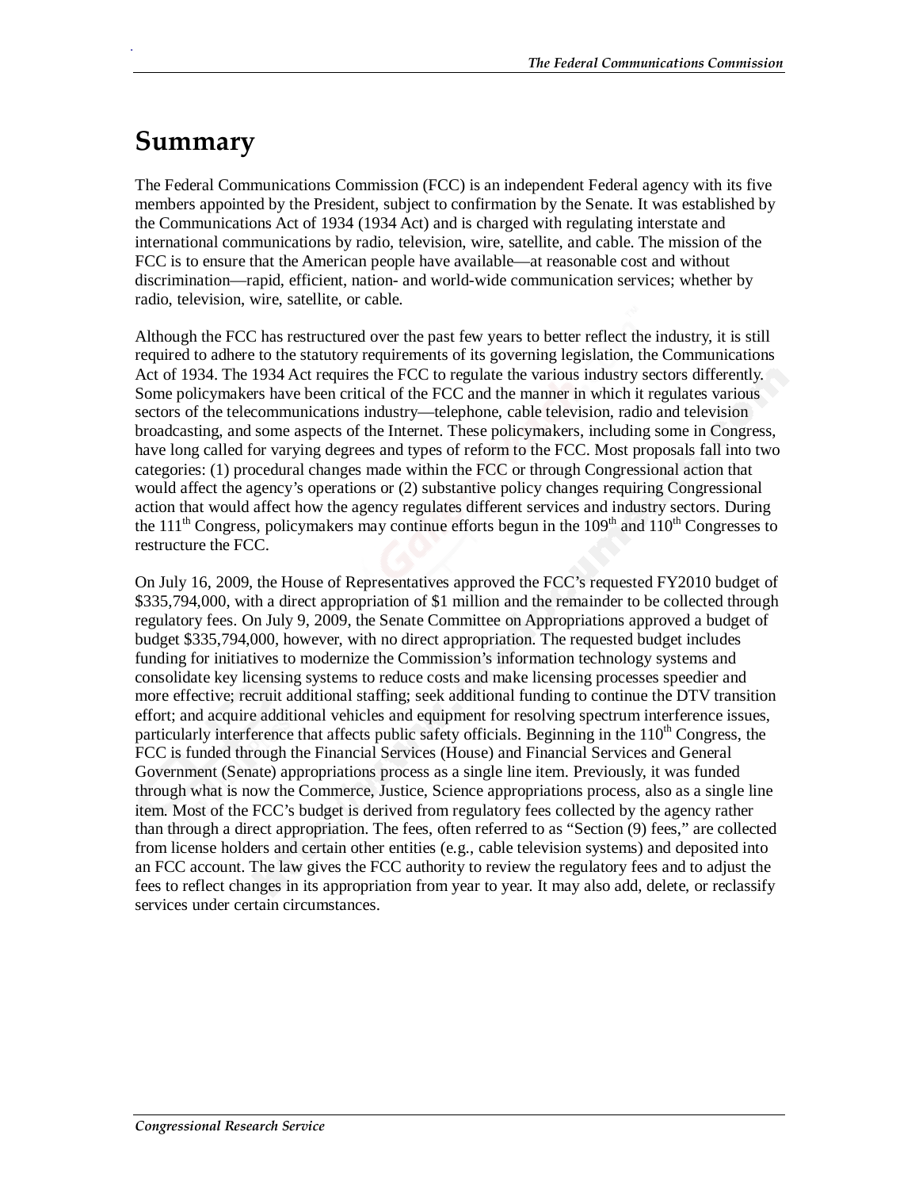# Summary

The Federal Communications Commission (FCC) is an independent Federal agency with its five members appointed by the President, subject to confirmation by the Senate. It was established by the Communications Act of 1934 (1934 Act) and is charged with regulating interstate and international communications by radio, television, wire, satellite, and cable. The mission of the FCC is to ensure that the American people have available—at reasonable cost and without discrimination—rapid, efficient, nation- and world-wide communication services; whether by radio, television, wire, satellite, or cable.

Although the FCC has restructured over the past few years to better reflect the industry, it is still required to adhere to the statutory requirements of its governing legislation, the Communications Act of 1934. The 1934 Act requires the FCC to regulate the various industry sectors differently. Some policymakers have been critical of the FCC and the manner in which it regulates various sectors of the telecommunications industry—telephone, cable television, radio and television broadcasting, and some aspects of the Internet. These policymakers, including some in Congress, have long called for varying degrees and types of reform to the FCC. Most proposals fall into two categories: (1) procedural changes made within the FCC or through Congressional action that would affect the agency's operations or (2) substantive policy changes requiring Congressional action that would affect how the agency regulates different services and industry sectors. During the 111th Congress, policymakers may continue efforts begun in the 109th and 110th Congresses to restructure the FCC.

On July 16, 2009, the House of Representatives approved the FCC's requested FY2010 budget of $335,794,000, with a direct appropriation of $1 million and the remainder to be collected through regulatory fees. On July 9, 2009, the Senate Committee on Appropriations approved a budget of budget $335,794,000, however, with no direct appropriation. The requested budget includes funding for initiatives to modernize the Commission's information technology systems and consolidate key licensing systems to reduce costs and make licensing processes speedier and more effective; recruit additional staffing; seek additional funding to continue the DTV transition effort; and acquire additional vehicles and equipment for resolving spectrum interference issues, particularly interference that affects public safety officials. Beginning in the 110th Congress, the FCC is funded through the Financial Services (House) and Financial Services and General Government (Senate) appropriations process as a single line item. Previously, it was funded through what is now the Commerce, Justice, Science appropriations process, also as a single line item. Most of the FCC's budget is derived from regulatory fees collected by the agency rather than through a direct appropriation. The fees, often referred to as "Section (9) fees," are collected from license holders and certain other entities (e.g., cable television systems) and deposited into an FCC account. The law gives the FCC authority to review the regulatory fees and to adjust the fees to reflect changes in its appropriation from year to year. It may also add, delete, or reclassify services under certain circumstances.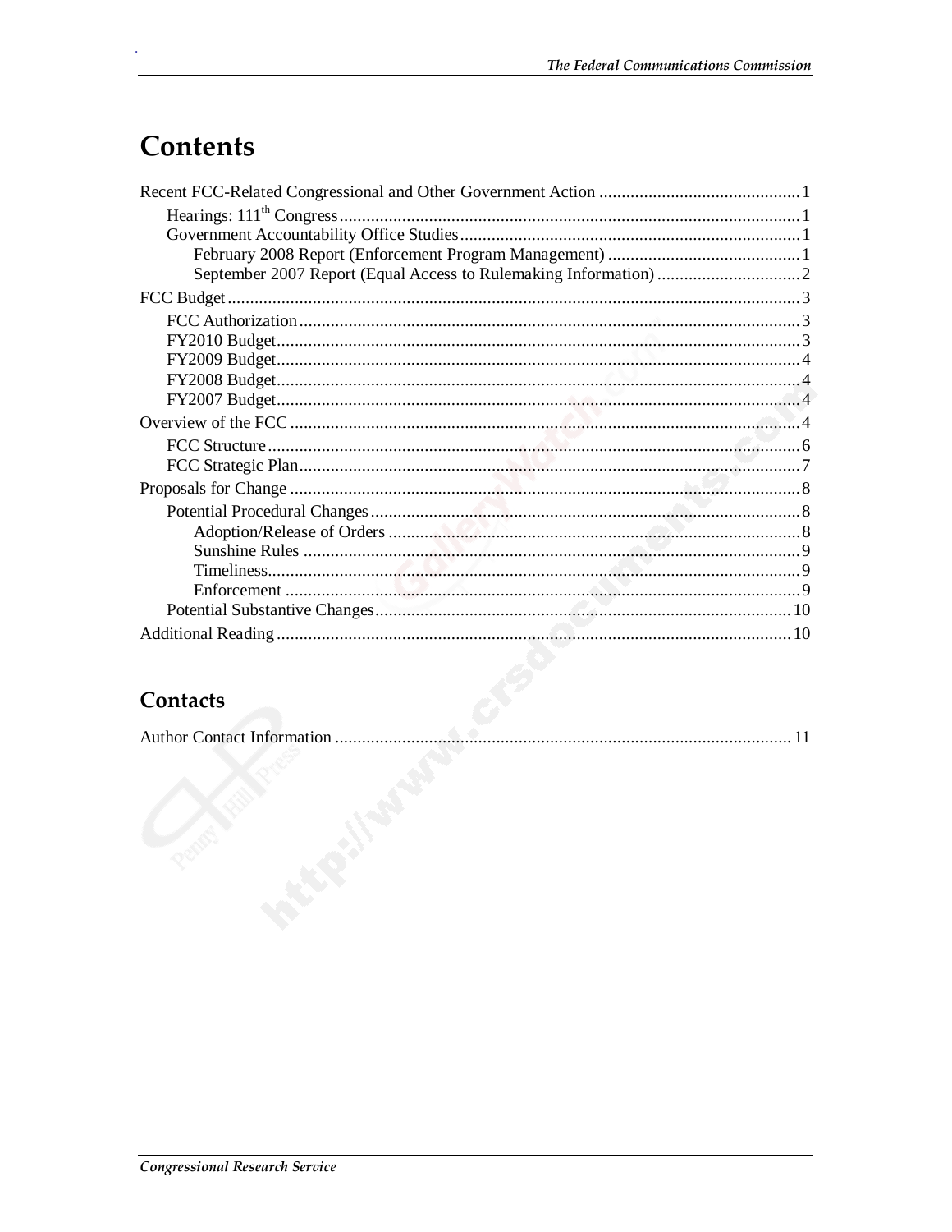# Contents

Recent FCC-Related Congressional and Other Government Action ............................................ 1
- Hearings: 111th Congress ...................................................................................................... 1
- Government Accountability Office Studies ........................................................................... 1
  - February 2008 Report (Enforcement Program Management) ........................................... 1
  - September 2007 Report (Equal Access to Rulemaking Information) ................................ 2

FCC Budget ................................................................................................................................ 3
- FCC Authorization ............................................................................................................... 3
- FY2010 Budget .................................................................................................................... 3
- FY2009 Budget .................................................................................................................... 4
- FY2008 Budget .................................................................................................................... 4
- FY2007 Budget .................................................................................................................... 4

Overview of the FCC .................................................................................................................. 4
- FCC Structure ...................................................................................................................... 6
- FCC Strategic Plan ............................................................................................................... 7

Proposals for Change .................................................................................................................. 8
- Potential Procedural Changes ............................................................................................... 8
  - Adoption/Release of Orders ............................................................................................ 8
  - Sunshine Rules .............................................................................................................. 9
  - Timeliness ...................................................................................................................... 9
  - Enforcement .................................................................................................................. 9
- Potential Substantive Changes ............................................................................................ 10

Additional Reading .................................................................................................................. 10

## Contacts

Author Contact Information ..................................................................................................... 11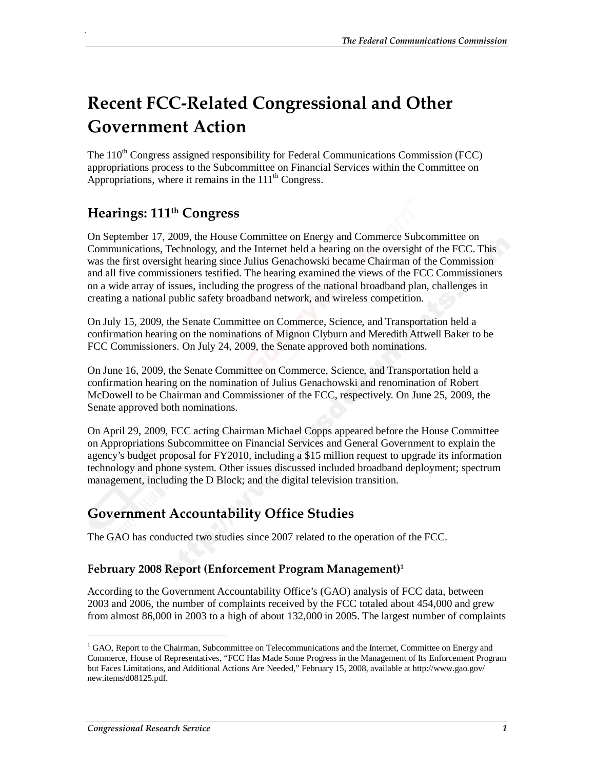# Recent FCC-Related Congressional and Other Government Action

The 110th Congress assigned responsibility for Federal Communications Commission (FCC) appropriations process to the Subcommittee on Financial Services within the Committee on Appropriations, where it remains in the 111th Congress.

## Hearings: 111th Congress

On September 17, 2009, the House Committee on Energy and Commerce Subcommittee on Communications, Technology, and the Internet held a hearing on the oversight of the FCC. This was the first oversight hearing since Julius Genachowski became Chairman of the Commission and all five commissioners testified. The hearing examined the views of the FCC Commissioners on a wide array of issues, including the progress of the national broadband plan, challenges in creating a national public safety broadband network, and wireless competition.

On July 15, 2009, the Senate Committee on Commerce, Science, and Transportation held a confirmation hearing on the nominations of Mignon Clyburn and Meredith Attwell Baker to be FCC Commissioners. On July 24, 2009, the Senate approved both nominations.

On June 16, 2009, the Senate Committee on Commerce, Science, and Transportation held a confirmation hearing on the nomination of Julius Genachowski and renomination of Robert McDowell to be Chairman and Commissioner of the FCC, respectively. On June 25, 2009, the Senate approved both nominations.

On April 29, 2009, FCC acting Chairman Michael Copps appeared before the House Committee on Appropriations Subcommittee on Financial Services and General Government to explain the agency's budget proposal for FY2010, including a $15 million request to upgrade its information technology and phone system. Other issues discussed included broadband deployment; spectrum management, including the D Block; and the digital television transition.

## Government Accountability Office Studies

The GAO has conducted two studies since 2007 related to the operation of the FCC.

### February 2008 Report (Enforcement Program Management)[1]

According to the Government Accountability Office's (GAO) analysis of FCC data, between 2003 and 2006, the number of complaints received by the FCC totaled about 454,000 and grew from almost 86,000 in 2003 to a high of about 132,000 in 2005. The largest number of complaints

---

[1] GAO, Report to the Chairman, Subcommittee on Telecommunications and the Internet, Committee on Energy and Commerce, House of Representatives, "FCC Has Made Some Progress in the Management of Its Enforcement Program but Faces Limitations, and Additional Actions Are Needed," February 15, 2008, available at http://www.gao.gov/new.items/d08125.pdf.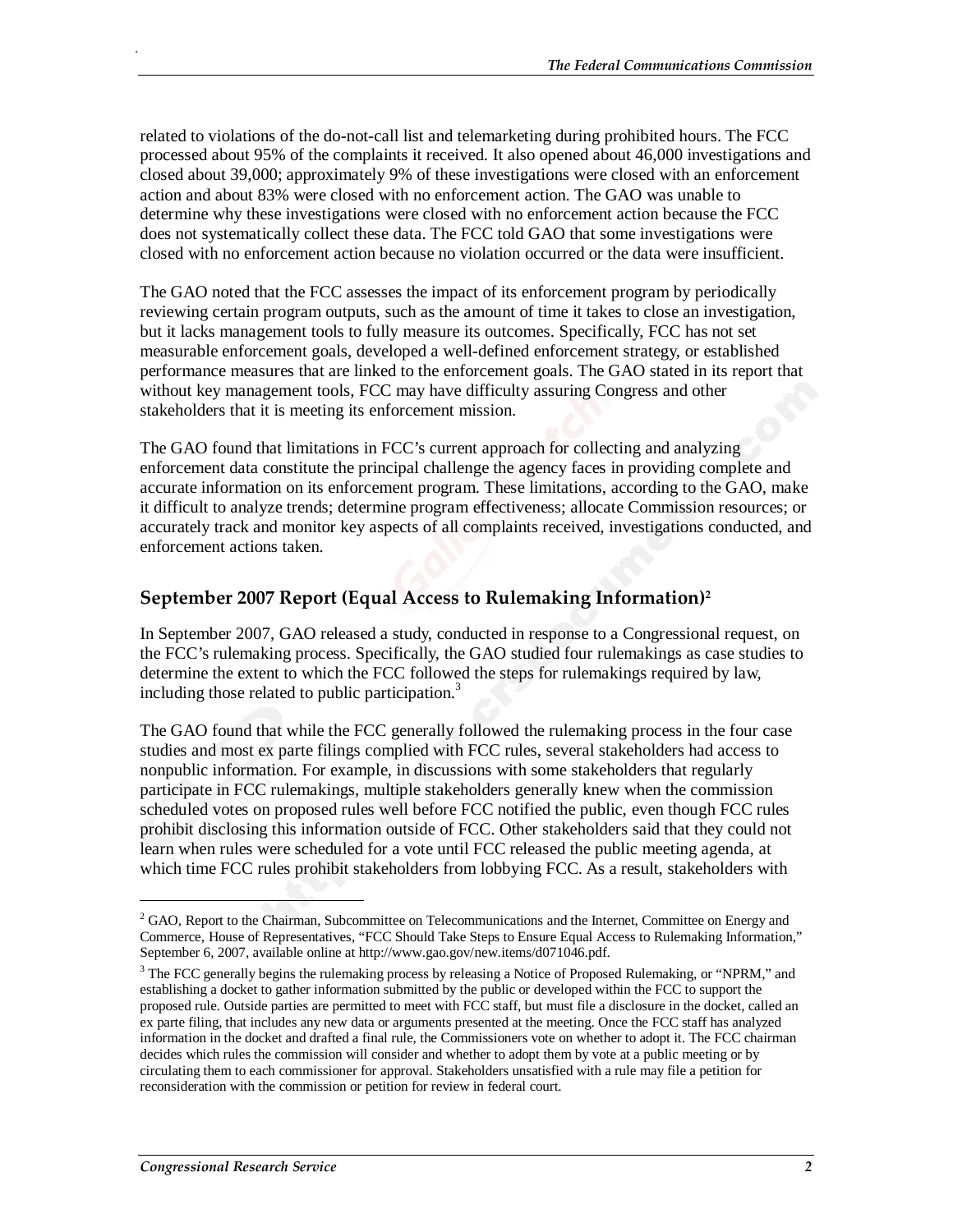related to violations of the do-not-call list and telemarketing during prohibited hours. The FCC processed about 95% of the complaints it received. It also opened about 46,000 investigations and closed about 39,000; approximately 9% of these investigations were closed with an enforcement action and about 83% were closed with no enforcement action. The GAO was unable to determine why these investigations were closed with no enforcement action because the FCC does not systematically collect these data. The FCC told GAO that some investigations were closed with no enforcement action because no violation occurred or the data were insufficient.

The GAO noted that the FCC assesses the impact of its enforcement program by periodically reviewing certain program outputs, such as the amount of time it takes to close an investigation, but it lacks management tools to fully measure its outcomes. Specifically, FCC has not set measurable enforcement goals, developed a well-defined enforcement strategy, or established performance measures that are linked to the enforcement goals. The GAO stated in its report that without key management tools, FCC may have difficulty assuring Congress and other stakeholders that it is meeting its enforcement mission.

The GAO found that limitations in FCC's current approach for collecting and analyzing enforcement data constitute the principal challenge the agency faces in providing complete and accurate information on its enforcement program. These limitations, according to the GAO, make it difficult to analyze trends; determine program effectiveness; allocate Commission resources; or accurately track and monitor key aspects of all complaints received, investigations conducted, and enforcement actions taken.

## September 2007 Report (Equal Access to Rulemaking Information)[2]

In September 2007, GAO released a study, conducted in response to a Congressional request, on the FCC's rulemaking process. Specifically, the GAO studied four rulemakings as case studies to determine the extent to which the FCC followed the steps for rulemakings required by law, including those related to public participation.[3]

The GAO found that while the FCC generally followed the rulemaking process in the four case studies and most ex parte filings complied with FCC rules, several stakeholders had access to nonpublic information. For example, in discussions with some stakeholders that regularly participate in FCC rulemakings, multiple stakeholders generally knew when the commission scheduled votes on proposed rules well before FCC notified the public, even though FCC rules prohibit disclosing this information outside of FCC. Other stakeholders said that they could not learn when rules were scheduled for a vote until FCC released the public meeting agenda, at which time FCC rules prohibit stakeholders from lobbying FCC. As a result, stakeholders with

---

[2] GAO, Report to the Chairman, Subcommittee on Telecommunications and the Internet, Committee on Energy and Commerce, House of Representatives, "FCC Should Take Steps to Ensure Equal Access to Rulemaking Information," September 6, 2007, available online at http://www.gao.gov/new.items/d071046.pdf.

[3] The FCC generally begins the rulemaking process by releasing a Notice of Proposed Rulemaking, or "NPRM," and establishing a docket to gather information submitted by the public or developed within the FCC to support the proposed rule. Outside parties are permitted to meet with FCC staff, but must file a disclosure in the docket, called an ex parte filing, that includes any new data or arguments presented at the meeting. Once the FCC staff has analyzed information in the docket and drafted a final rule, the Commissioners vote on whether to adopt it. The FCC chairman decides which rules the commission will consider and whether to adopt them by vote at a public meeting or by circulating them to each commissioner for approval. Stakeholders unsatisfied with a rule may file a petition for reconsideration with the commission or petition for review in federal court.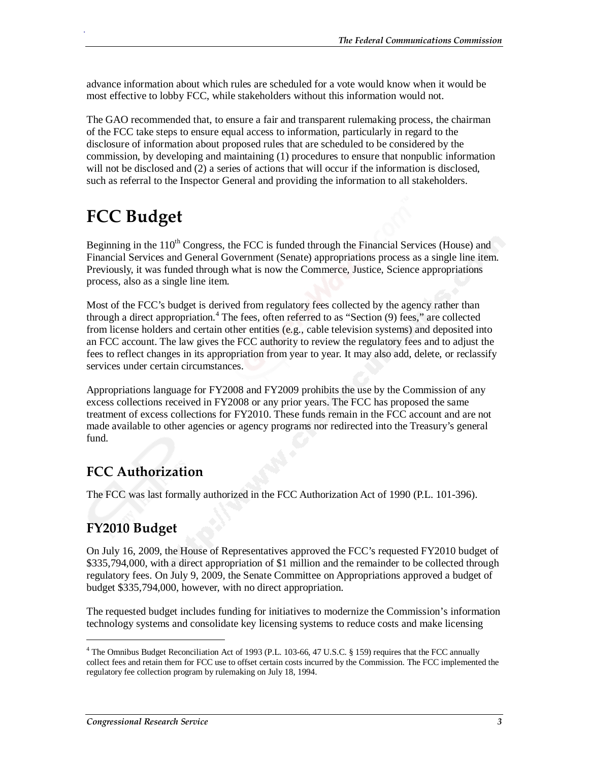advance information about which rules are scheduled for a vote would know when it would be most effective to lobby FCC, while stakeholders without this information would not.

The GAO recommended that, to ensure a fair and transparent rulemaking process, the chairman of the FCC take steps to ensure equal access to information, particularly in regard to the disclosure of information about proposed rules that are scheduled to be considered by the commission, by developing and maintaining (1) procedures to ensure that nonpublic information will not be disclosed and (2) a series of actions that will occur if the information is disclosed, such as referral to the Inspector General and providing the information to all stakeholders.

# FCC Budget

Beginning in the 110th Congress, the FCC is funded through the Financial Services (House) and Financial Services and General Government (Senate) appropriations process as a single line item. Previously, it was funded through what is now the Commerce, Justice, Science appropriations process, also as a single line item.

Most of the FCC's budget is derived from regulatory fees collected by the agency rather than through a direct appropriation.[4] The fees, often referred to as "Section (9) fees," are collected from license holders and certain other entities (e.g., cable television systems) and deposited into an FCC account. The law gives the FCC authority to review the regulatory fees and to adjust the fees to reflect changes in its appropriation from year to year. It may also add, delete, or reclassify services under certain circumstances.

Appropriations language for FY2008 and FY2009 prohibits the use by the Commission of any excess collections received in FY2008 or any prior years. The FCC has proposed the same treatment of excess collections for FY2010. These funds remain in the FCC account and are not made available to other agencies or agency programs nor redirected into the Treasury's general fund.

## FCC Authorization

The FCC was last formally authorized in the FCC Authorization Act of 1990 (P.L. 101-396).

## FY2010 Budget

On July 16, 2009, the House of Representatives approved the FCC's requested FY2010 budget of $335,794,000, with a direct appropriation of $1 million and the remainder to be collected through regulatory fees. On July 9, 2009, the Senate Committee on Appropriations approved a budget of budget $335,794,000, however, with no direct appropriation.

The requested budget includes funding for initiatives to modernize the Commission's information technology systems and consolidate key licensing systems to reduce costs and make licensing

---

[4] The Omnibus Budget Reconciliation Act of 1993 (P.L. 103-66, 47 U.S.C. § 159) requires that the FCC annually collect fees and retain them for FCC use to offset certain costs incurred by the Commission. The FCC implemented the regulatory fee collection program by rulemaking on July 18, 1994.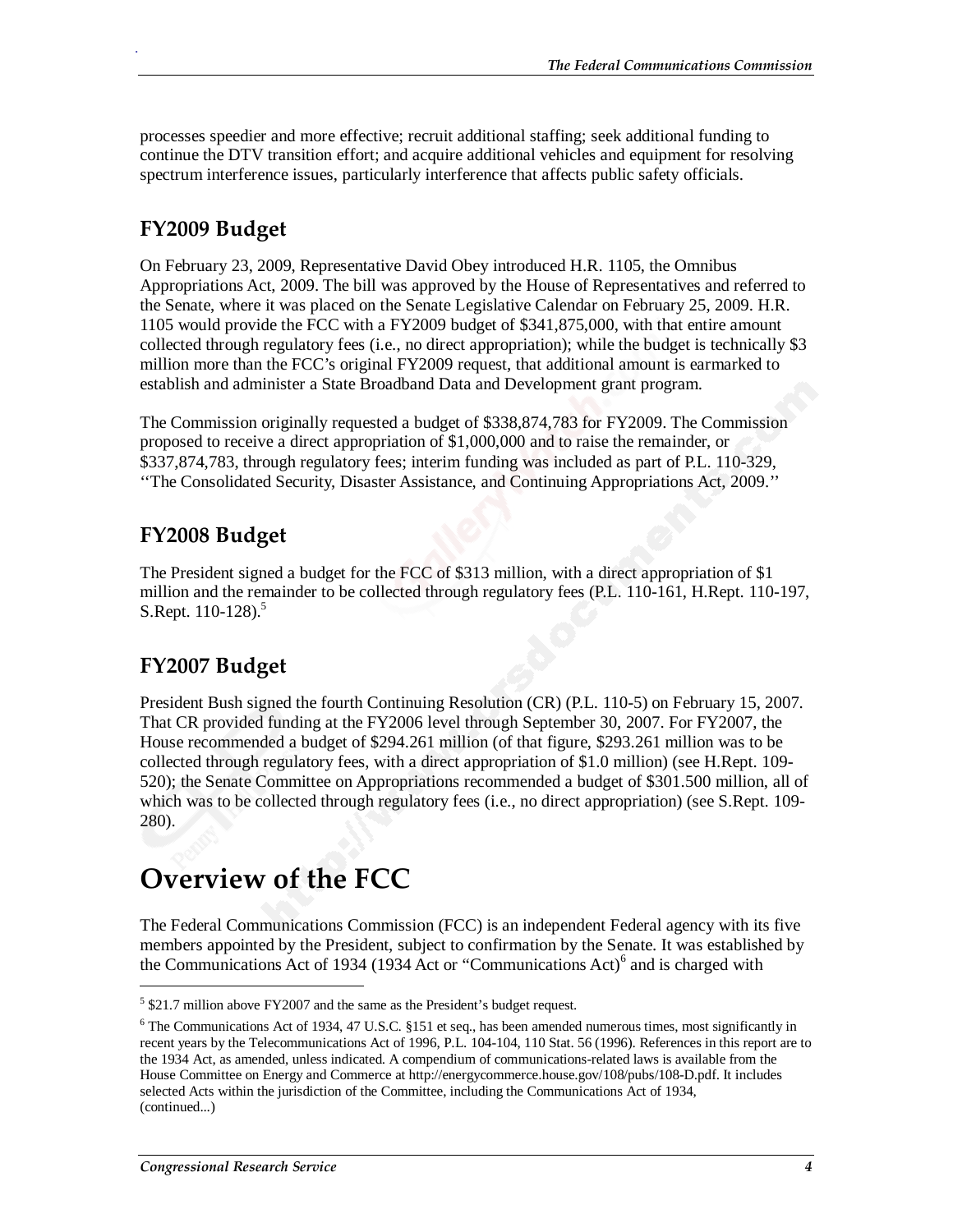processes speedier and more effective; recruit additional staffing; seek additional funding to continue the DTV transition effort; and acquire additional vehicles and equipment for resolving spectrum interference issues, particularly interference that affects public safety officials.

## FY2009 Budget

On February 23, 2009, Representative David Obey introduced H.R. 1105, the Omnibus Appropriations Act, 2009. The bill was approved by the House of Representatives and referred to the Senate, where it was placed on the Senate Legislative Calendar on February 25, 2009. H.R. 1105 would provide the FCC with a FY2009 budget of $341,875,000, with that entire amount collected through regulatory fees (i.e., no direct appropriation); while the budget is technically $3 million more than the FCC's original FY2009 request, that additional amount is earmarked to establish and administer a State Broadband Data and Development grant program.

The Commission originally requested a budget of $338,874,783 for FY2009. The Commission proposed to receive a direct appropriation of $1,000,000 and to raise the remainder, or $337,874,783, through regulatory fees; interim funding was included as part of P.L. 110-329, ''The Consolidated Security, Disaster Assistance, and Continuing Appropriations Act, 2009.''

## FY2008 Budget

The President signed a budget for the FCC of $313 million, with a direct appropriation of $1 million and the remainder to be collected through regulatory fees (P.L. 110-161, H.Rept. 110-197, S.Rept. 110-128).[5]

## FY2007 Budget

President Bush signed the fourth Continuing Resolution (CR) (P.L. 110-5) on February 15, 2007. That CR provided funding at the FY2006 level through September 30, 2007. For FY2007, the House recommended a budget of $294.261 million (of that figure, $293.261 million was to be collected through regulatory fees, with a direct appropriation of $1.0 million) (see H.Rept. 109-520); the Senate Committee on Appropriations recommended a budget of $301.500 million, all of which was to be collected through regulatory fees (i.e., no direct appropriation) (see S.Rept. 109-280).

# Overview of the FCC

The Federal Communications Commission (FCC) is an independent Federal agency with its five members appointed by the President, subject to confirmation by the Senate. It was established by the Communications Act of 1934 (1934 Act or "Communications Act)[6] and is charged with

---

[5] $21.7 million above FY2007 and the same as the President's budget request.

[6] The Communications Act of 1934, 47 U.S.C. §151 et seq., has been amended numerous times, most significantly in recent years by the Telecommunications Act of 1996, P.L. 104-104, 110 Stat. 56 (1996). References in this report are to the 1934 Act, as amended, unless indicated. A compendium of communications-related laws is available from the House Committee on Energy and Commerce at http://energycommerce.house.gov/108/pubs/108-D.pdf. It includes selected Acts within the jurisdiction of the Committee, including the Communications Act of 1934, (continued...)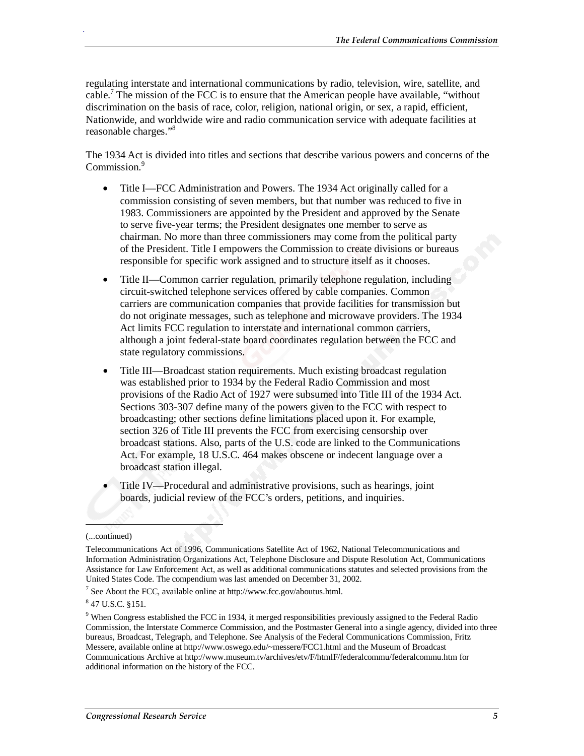regulating interstate and international communications by radio, television, wire, satellite, and cable.[7] The mission of the FCC is to ensure that the American people have available, "without discrimination on the basis of race, color, religion, national origin, or sex, a rapid, efficient, Nationwide, and worldwide wire and radio communication service with adequate facilities at reasonable charges."[8]

The 1934 Act is divided into titles and sections that describe various powers and concerns of the Commission.[9]

- Title I—FCC Administration and Powers. The 1934 Act originally called for a commission consisting of seven members, but that number was reduced to five in 1983. Commissioners are appointed by the President and approved by the Senate to serve five-year terms; the President designates one member to serve as chairman. No more than three commissioners may come from the political party of the President. Title I empowers the Commission to create divisions or bureaus responsible for specific work assigned and to structure itself as it chooses.
- Title II—Common carrier regulation, primarily telephone regulation, including circuit-switched telephone services offered by cable companies. Common carriers are communication companies that provide facilities for transmission but do not originate messages, such as telephone and microwave providers. The 1934 Act limits FCC regulation to interstate and international common carriers, although a joint federal-state board coordinates regulation between the FCC and state regulatory commissions.
- Title III—Broadcast station requirements. Much existing broadcast regulation was established prior to 1934 by the Federal Radio Commission and most provisions of the Radio Act of 1927 were subsumed into Title III of the 1934 Act. Sections 303-307 define many of the powers given to the FCC with respect to broadcasting; other sections define limitations placed upon it. For example, section 326 of Title III prevents the FCC from exercising censorship over broadcast stations. Also, parts of the U.S. code are linked to the Communications Act. For example, 18 U.S.C. 464 makes obscene or indecent language over a broadcast station illegal.
- Title IV—Procedural and administrative provisions, such as hearings, joint boards, judicial review of the FCC's orders, petitions, and inquiries.

---

(...continued)

Telecommunications Act of 1996, Communications Satellite Act of 1962, National Telecommunications and Information Administration Organizations Act, Telephone Disclosure and Dispute Resolution Act, Communications Assistance for Law Enforcement Act, as well as additional communications statutes and selected provisions from the United States Code. The compendium was last amended on December 31, 2002.

[7] See About the FCC, available online at http://www.fcc.gov/aboutus.html.

[8] 47 U.S.C. §151.

[9] When Congress established the FCC in 1934, it merged responsibilities previously assigned to the Federal Radio Commission, the Interstate Commerce Commission, and the Postmaster General into a single agency, divided into three bureaus, Broadcast, Telegraph, and Telephone. See Analysis of the Federal Communications Commission, Fritz Messere, available online at http://www.oswego.edu/~messere/FCC1.html and the Museum of Broadcast Communications Archive at http://www.museum.tv/archives/etv/F/htmlF/federalcommu/federalcommu.htm for additional information on the history of the FCC.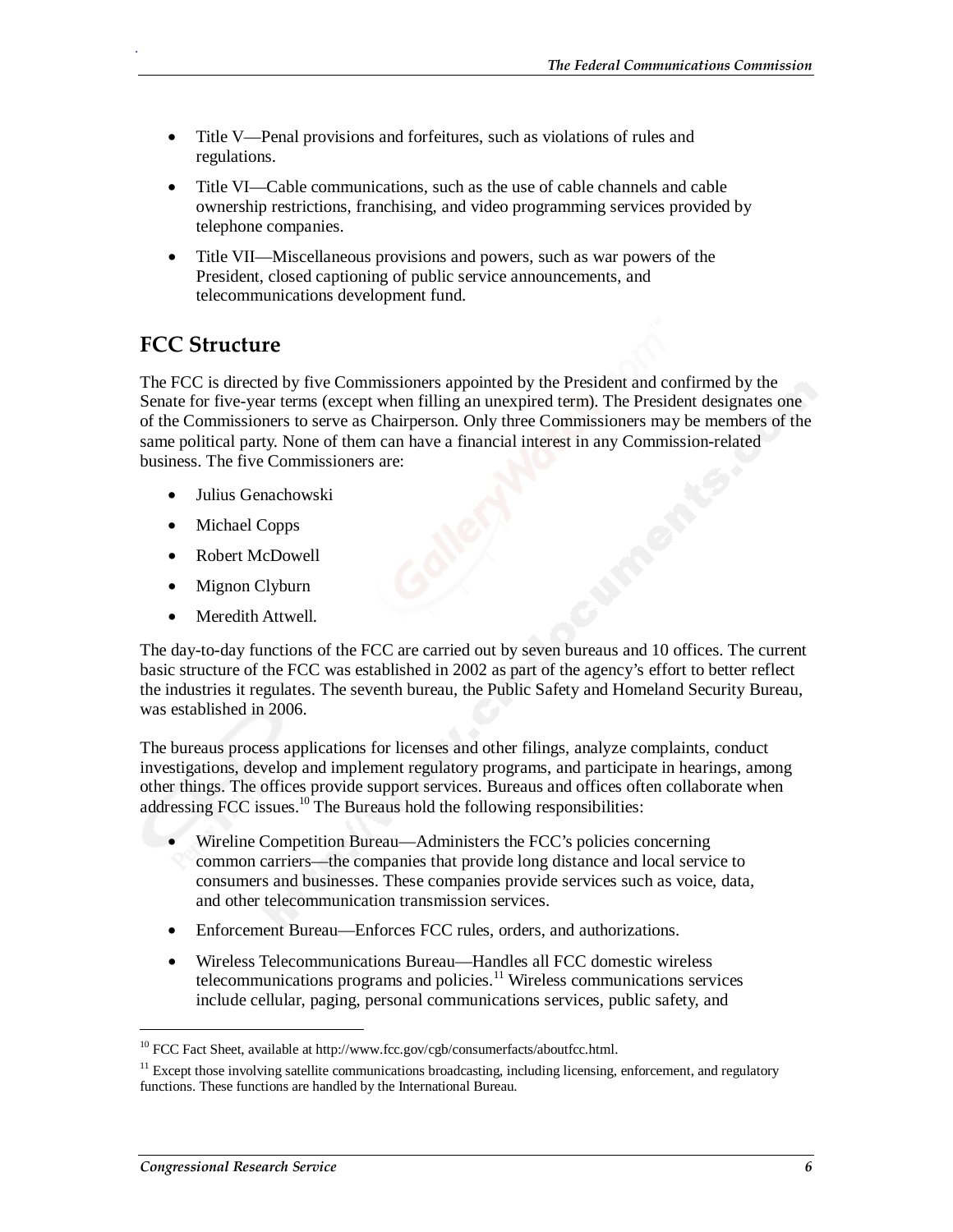- Title V—Penal provisions and forfeitures, such as violations of rules and regulations.
- Title VI—Cable communications, such as the use of cable channels and cable ownership restrictions, franchising, and video programming services provided by telephone companies.
- Title VII—Miscellaneous provisions and powers, such as war powers of the President, closed captioning of public service announcements, and telecommunications development fund.

## FCC Structure

The FCC is directed by five Commissioners appointed by the President and confirmed by the Senate for five-year terms (except when filling an unexpired term). The President designates one of the Commissioners to serve as Chairperson. Only three Commissioners may be members of the same political party. None of them can have a financial interest in any Commission-related business. The five Commissioners are:

- Julius Genachowski
- Michael Copps
- Robert McDowell
- Mignon Clyburn
- Meredith Attwell.

The day-to-day functions of the FCC are carried out by seven bureaus and 10 offices. The current basic structure of the FCC was established in 2002 as part of the agency's effort to better reflect the industries it regulates. The seventh bureau, the Public Safety and Homeland Security Bureau, was established in 2006.

The bureaus process applications for licenses and other filings, analyze complaints, conduct investigations, develop and implement regulatory programs, and participate in hearings, among other things. The offices provide support services. Bureaus and offices often collaborate when addressing FCC issues.[10] The Bureaus hold the following responsibilities:

- Wireline Competition Bureau—Administers the FCC's policies concerning common carriers—the companies that provide long distance and local service to consumers and businesses. These companies provide services such as voice, data, and other telecommunication transmission services.
- Enforcement Bureau—Enforces FCC rules, orders, and authorizations.
- Wireless Telecommunications Bureau—Handles all FCC domestic wireless telecommunications programs and policies.[11] Wireless communications services include cellular, paging, personal communications services, public safety, and

---

[10] FCC Fact Sheet, available at http://www.fcc.gov/cgb/consumerfacts/aboutfcc.html.

[11] Except those involving satellite communications broadcasting, including licensing, enforcement, and regulatory functions. These functions are handled by the International Bureau.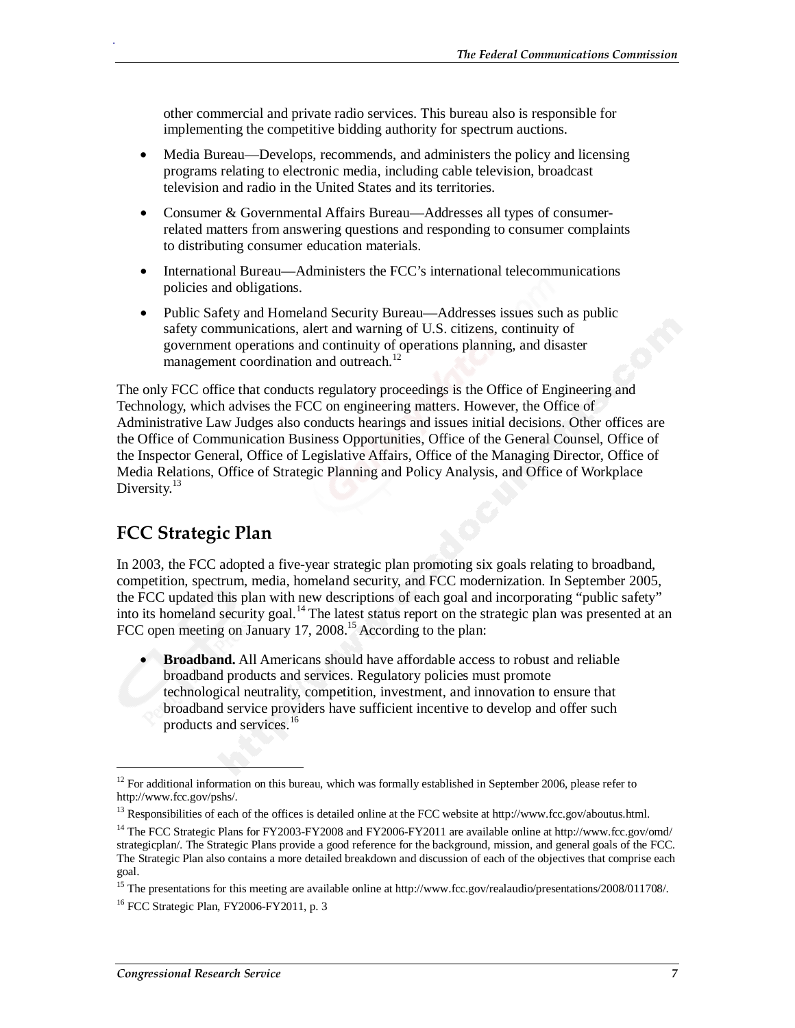other commercial and private radio services. This bureau also is responsible for implementing the competitive bidding authority for spectrum auctions.

- Media Bureau—Develops, recommends, and administers the policy and licensing programs relating to electronic media, including cable television, broadcast television and radio in the United States and its territories.
- Consumer & Governmental Affairs Bureau—Addresses all types of consumer-related matters from answering questions and responding to consumer complaints to distributing consumer education materials.
- International Bureau—Administers the FCC's international telecommunications policies and obligations.
- Public Safety and Homeland Security Bureau—Addresses issues such as public safety communications, alert and warning of U.S. citizens, continuity of government operations and continuity of operations planning, and disaster management coordination and outreach.[12]

The only FCC office that conducts regulatory proceedings is the Office of Engineering and Technology, which advises the FCC on engineering matters. However, the Office of Administrative Law Judges also conducts hearings and issues initial decisions. Other offices are the Office of Communication Business Opportunities, Office of the General Counsel, Office of the Inspector General, Office of Legislative Affairs, Office of the Managing Director, Office of Media Relations, Office of Strategic Planning and Policy Analysis, and Office of Workplace Diversity.[13]

## FCC Strategic Plan

In 2003, the FCC adopted a five-year strategic plan promoting six goals relating to broadband, competition, spectrum, media, homeland security, and FCC modernization. In September 2005, the FCC updated this plan with new descriptions of each goal and incorporating "public safety" into its homeland security goal.[14] The latest status report on the strategic plan was presented at an FCC open meeting on January 17, 2008.[15] According to the plan:

- **Broadband.** All Americans should have affordable access to robust and reliable broadband products and services. Regulatory policies must promote technological neutrality, competition, investment, and innovation to ensure that broadband service providers have sufficient incentive to develop and offer such products and services.[16]

---

[12] For additional information on this bureau, which was formally established in September 2006, please refer to http://www.fcc.gov/pshs/.

[13] Responsibilities of each of the offices is detailed online at the FCC website at http://www.fcc.gov/aboutus.html.

[14] The FCC Strategic Plans for FY2003-FY2008 and FY2006-FY2011 are available online at http://www.fcc.gov/omd/strategicplan/. The Strategic Plans provide a good reference for the background, mission, and general goals of the FCC. The Strategic Plan also contains a more detailed breakdown and discussion of each of the objectives that comprise each goal.

[15] The presentations for this meeting are available online at http://www.fcc.gov/realaudio/presentations/2008/011708/.

[16] FCC Strategic Plan, FY2006-FY2011, p. 3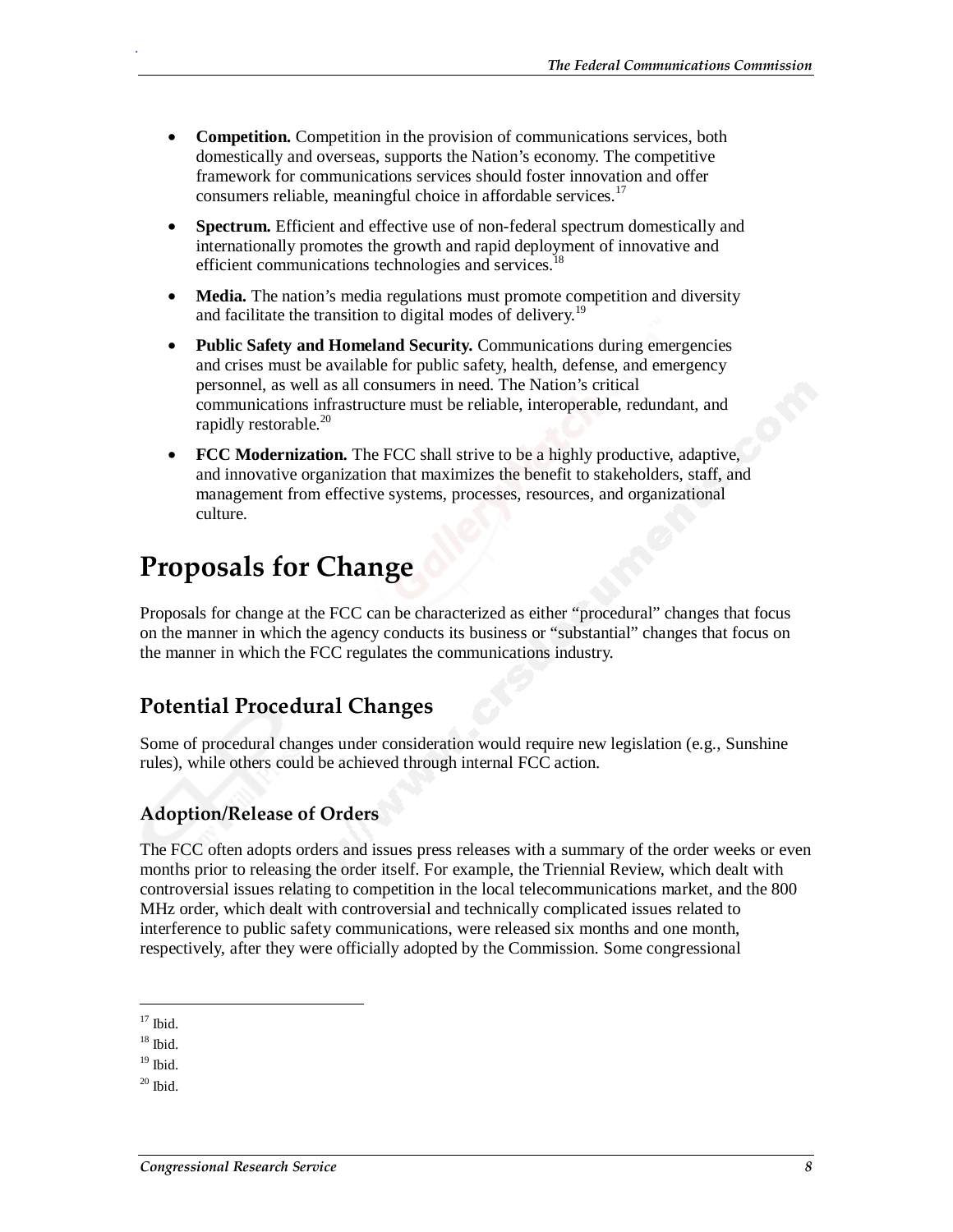- **Competition.** Competition in the provision of communications services, both domestically and overseas, supports the Nation's economy. The competitive framework for communications services should foster innovation and offer consumers reliable, meaningful choice in affordable services.[17]
- **Spectrum.** Efficient and effective use of non-federal spectrum domestically and internationally promotes the growth and rapid deployment of innovative and efficient communications technologies and services.[18]
- **Media.** The nation's media regulations must promote competition and diversity and facilitate the transition to digital modes of delivery.[19]
- **Public Safety and Homeland Security.** Communications during emergencies and crises must be available for public safety, health, defense, and emergency personnel, as well as all consumers in need. The Nation's critical communications infrastructure must be reliable, interoperable, redundant, and rapidly restorable.[20]
- **FCC Modernization.** The FCC shall strive to be a highly productive, adaptive, and innovative organization that maximizes the benefit to stakeholders, staff, and management from effective systems, processes, resources, and organizational culture.

# Proposals for Change

Proposals for change at the FCC can be characterized as either "procedural" changes that focus on the manner in which the agency conducts its business or "substantial" changes that focus on the manner in which the FCC regulates the communications industry.

## Potential Procedural Changes

Some of procedural changes under consideration would require new legislation (e.g., Sunshine rules), while others could be achieved through internal FCC action.

### Adoption/Release of Orders

The FCC often adopts orders and issues press releases with a summary of the order weeks or even months prior to releasing the order itself. For example, the Triennial Review, which dealt with controversial issues relating to competition in the local telecommunications market, and the 800 MHz order, which dealt with controversial and technically complicated issues related to interference to public safety communications, were released six months and one month, respectively, after they were officially adopted by the Commission. Some congressional

---

[17] Ibid.

[18] Ibid.

[19] Ibid.

[20] Ibid.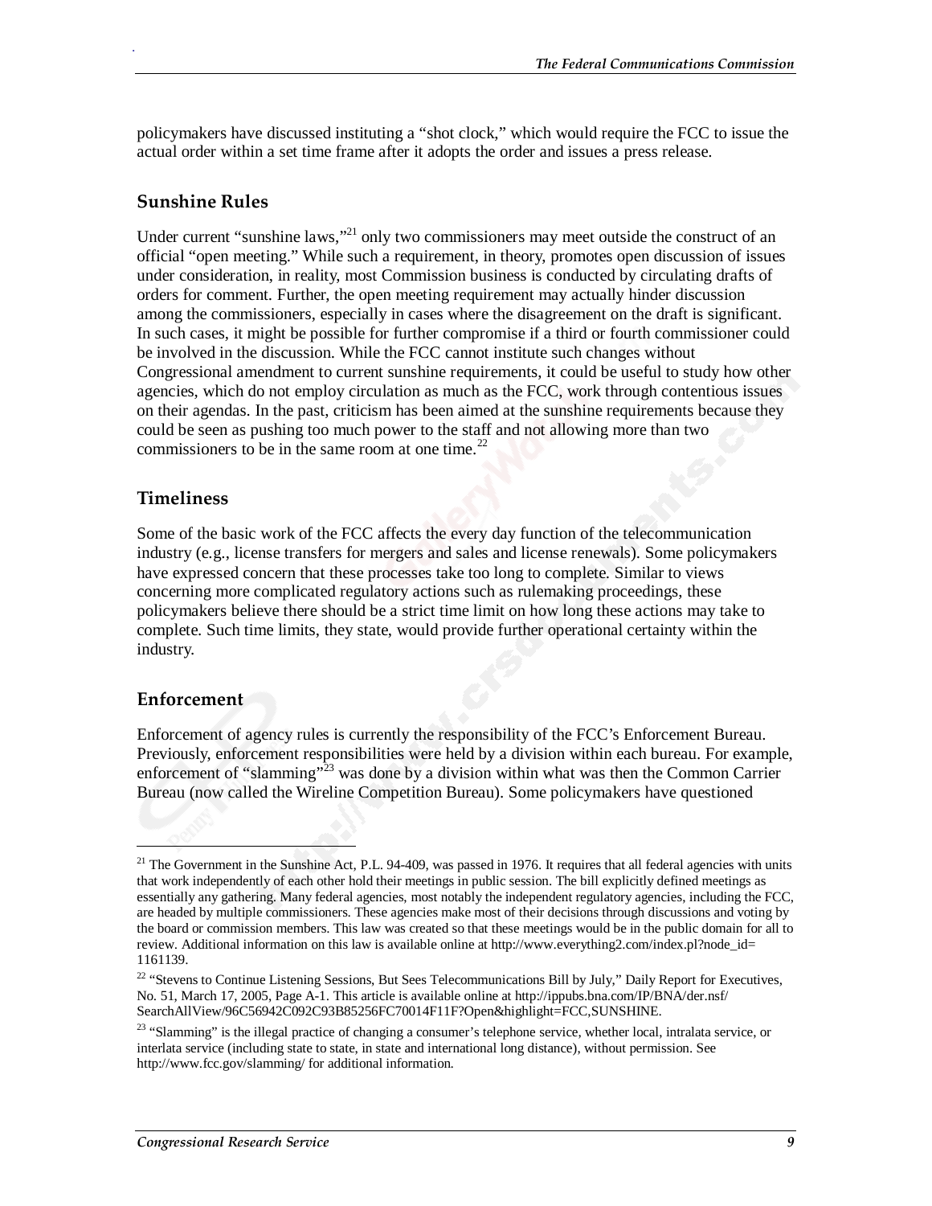policymakers have discussed instituting a "shot clock," which would require the FCC to issue the actual order within a set time frame after it adopts the order and issues a press release.

## Sunshine Rules

Under current "sunshine laws,"[21] only two commissioners may meet outside the construct of an official "open meeting." While such a requirement, in theory, promotes open discussion of issues under consideration, in reality, most Commission business is conducted by circulating drafts of orders for comment. Further, the open meeting requirement may actually hinder discussion among the commissioners, especially in cases where the disagreement on the draft is significant. In such cases, it might be possible for further compromise if a third or fourth commissioner could be involved in the discussion. While the FCC cannot institute such changes without Congressional amendment to current sunshine requirements, it could be useful to study how other agencies, which do not employ circulation as much as the FCC, work through contentious issues on their agendas. In the past, criticism has been aimed at the sunshine requirements because they could be seen as pushing too much power to the staff and not allowing more than two commissioners to be in the same room at one time.[22]

## Timeliness

Some of the basic work of the FCC affects the every day function of the telecommunication industry (e.g., license transfers for mergers and sales and license renewals). Some policymakers have expressed concern that these processes take too long to complete. Similar to views concerning more complicated regulatory actions such as rulemaking proceedings, these policymakers believe there should be a strict time limit on how long these actions may take to complete. Such time limits, they state, would provide further operational certainty within the industry.

## Enforcement

Enforcement of agency rules is currently the responsibility of the FCC's Enforcement Bureau. Previously, enforcement responsibilities were held by a division within each bureau. For example, enforcement of "slamming"[23] was done by a division within what was then the Common Carrier Bureau (now called the Wireline Competition Bureau). Some policymakers have questioned

---

[21] The Government in the Sunshine Act, P.L. 94-409, was passed in 1976. It requires that all federal agencies with units that work independently of each other hold their meetings in public session. The bill explicitly defined meetings as essentially any gathering. Many federal agencies, most notably the independent regulatory agencies, including the FCC, are headed by multiple commissioners. These agencies make most of their decisions through discussions and voting by the board or commission members. This law was created so that these meetings would be in the public domain for all to review. Additional information on this law is available online at http://www.everything2.com/index.pl?node_id=1161139.

[22] "Stevens to Continue Listening Sessions, But Sees Telecommunications Bill by July," Daily Report for Executives, No. 51, March 17, 2005, Page A-1. This article is available online at http://ippubs.bna.com/IP/BNA/der.nsf/SearchAllView/96C56942C092C93B85256FC70014F11F?Open&highlight=FCC,SUNSHINE.

[23] "Slamming" is the illegal practice of changing a consumer's telephone service, whether local, intralata service, or interlata service (including state to state, in state and international long distance), without permission. See http://www.fcc.gov/slamming/ for additional information.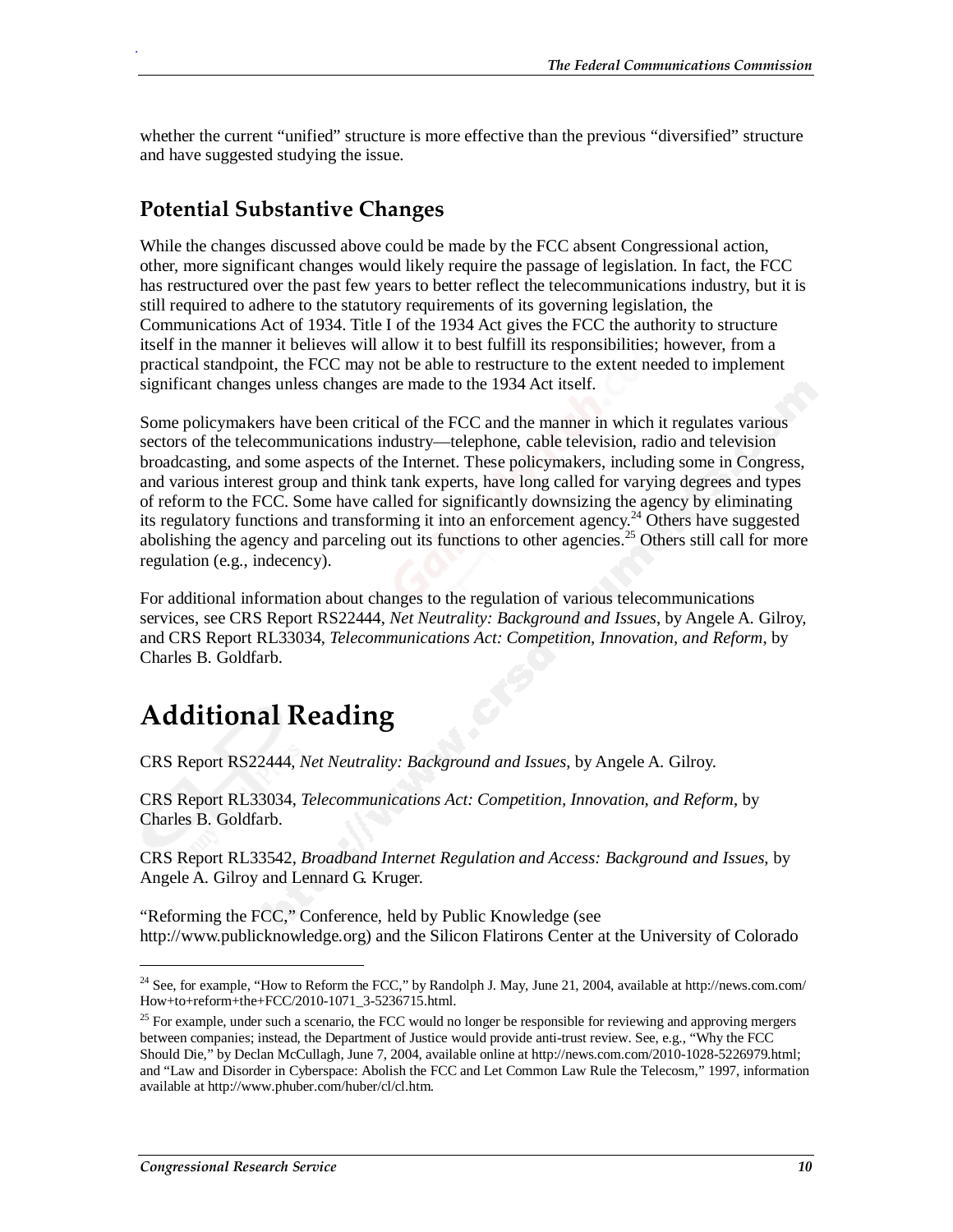whether the current "unified" structure is more effective than the previous "diversified" structure and have suggested studying the issue.

## Potential Substantive Changes

While the changes discussed above could be made by the FCC absent Congressional action, other, more significant changes would likely require the passage of legislation. In fact, the FCC has restructured over the past few years to better reflect the telecommunications industry, but it is still required to adhere to the statutory requirements of its governing legislation, the Communications Act of 1934. Title I of the 1934 Act gives the FCC the authority to structure itself in the manner it believes will allow it to best fulfill its responsibilities; however, from a practical standpoint, the FCC may not be able to restructure to the extent needed to implement significant changes unless changes are made to the 1934 Act itself.

Some policymakers have been critical of the FCC and the manner in which it regulates various sectors of the telecommunications industry—telephone, cable television, radio and television broadcasting, and some aspects of the Internet. These policymakers, including some in Congress, and various interest group and think tank experts, have long called for varying degrees and types of reform to the FCC. Some have called for significantly downsizing the agency by eliminating its regulatory functions and transforming it into an enforcement agency.[24] Others have suggested abolishing the agency and parceling out its functions to other agencies.[25] Others still call for more regulation (e.g., indecency).

For additional information about changes to the regulation of various telecommunications services, see CRS Report RS22444, *Net Neutrality: Background and Issues*, by Angele A. Gilroy, and CRS Report RL33034, *Telecommunications Act: Competition, Innovation, and Reform*, by Charles B. Goldfarb.

# Additional Reading

CRS Report RS22444, *Net Neutrality: Background and Issues*, by Angele A. Gilroy.

CRS Report RL33034, *Telecommunications Act: Competition, Innovation, and Reform*, by Charles B. Goldfarb.

CRS Report RL33542, *Broadband Internet Regulation and Access: Background and Issues*, by Angele A. Gilroy and Lennard G. Kruger.

"Reforming the FCC," Conference, held by Public Knowledge (see http://www.publicknowledge.org) and the Silicon Flatirons Center at the University of Colorado

---

[24] See, for example, "How to Reform the FCC," by Randolph J. May, June 21, 2004, available at http://news.com.com/How+to+reform+the+FCC/2010-1071_3-5236715.html.

[25] For example, under such a scenario, the FCC would no longer be responsible for reviewing and approving mergers between companies; instead, the Department of Justice would provide anti-trust review. See, e.g., "Why the FCC Should Die," by Declan McCullagh, June 7, 2004, available online at http://news.com.com/2010-1028-5226979.html; and "Law and Disorder in Cyberspace: Abolish the FCC and Let Common Law Rule the Telecosm," 1997, information available at http://www.phuber.com/huber/cl/cl.htm.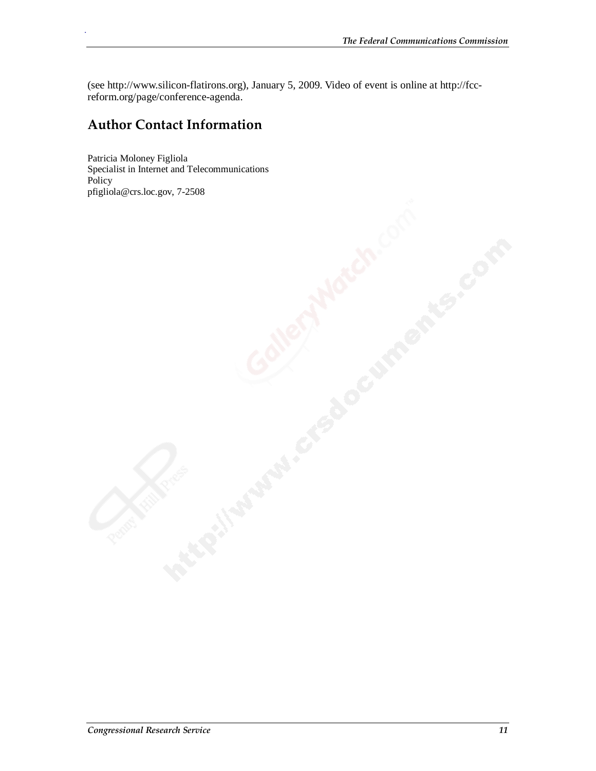(see http://www.silicon-flatirons.org), January 5, 2009. Video of event is online at http://fcc-reform.org/page/conference-agenda.

## Author Contact Information

Patricia Moloney Figliola
Specialist in Internet and Telecommunications Policy
pfigliola@crs.loc.gov, 7-2508